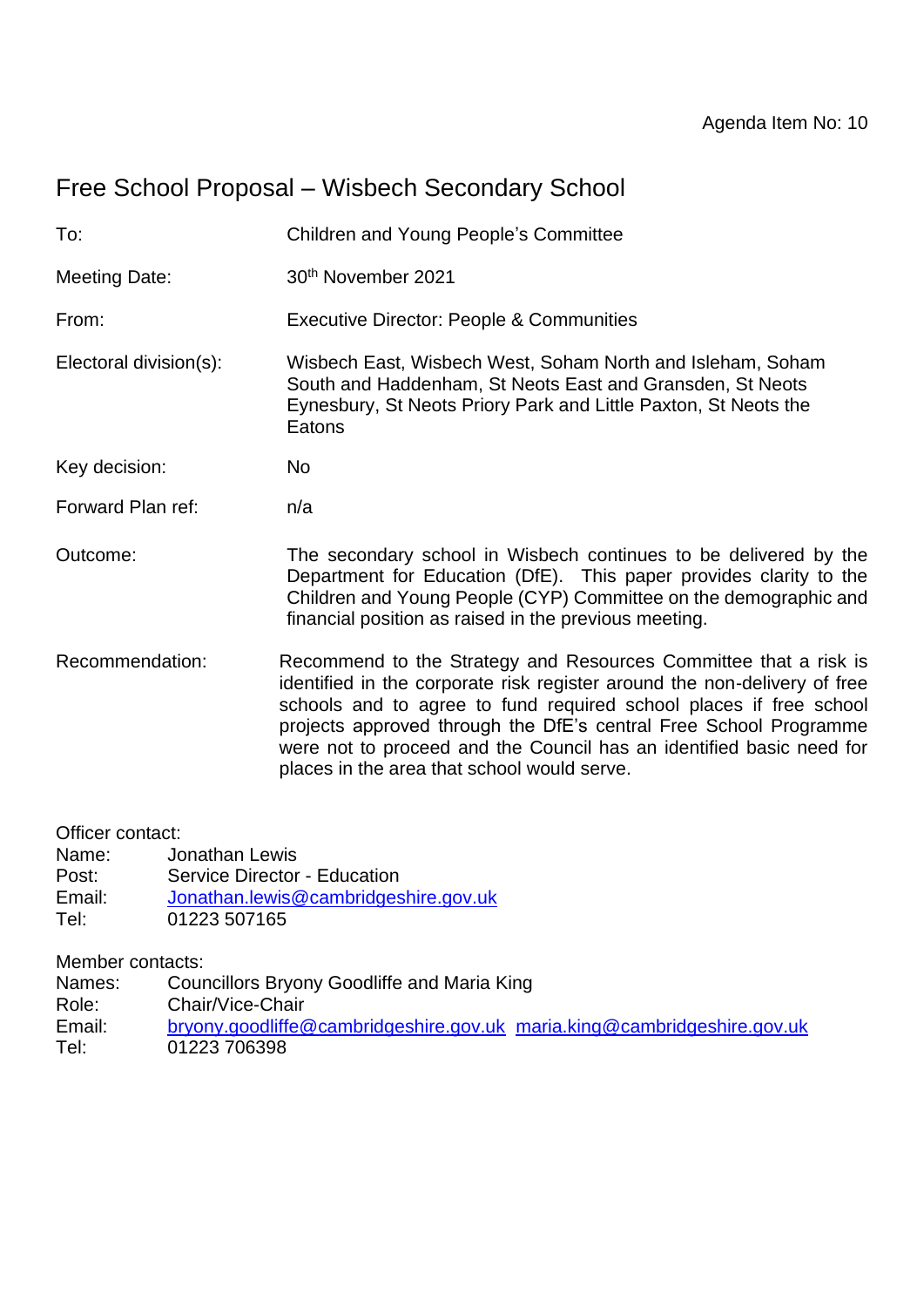Agenda Item No: 10

# Free School Proposal – Wisbech Secondary School

| | |
|---|---|
| To: | Children and Young People's Committee |
| Meeting Date: | 30th November 2021 |
| From: | Executive Director: People & Communities |
| Electoral division(s): | Wisbech East, Wisbech West, Soham North and Isleham, Soham South and Haddenham, St Neots East and Gransden, St Neots Eynesbury, St Neots Priory Park and Little Paxton, St Neots the Eatons |
| Key decision: | No |
| Forward Plan ref: | n/a |
| Outcome: | The secondary school in Wisbech continues to be delivered by the Department for Education (DfE). This paper provides clarity to the Children and Young People (CYP) Committee on the demographic and financial position as raised in the previous meeting. |
| Recommendation: | Recommend to the Strategy and Resources Committee that a risk is identified in the corporate risk register around the non-delivery of free schools and to agree to fund required school places if free school projects approved through the DfE's central Free School Programme were not to proceed and the Council has an identified basic need for places in the area that school would serve. |

Officer contact:
Name: Jonathan Lewis
Post: Service Director - Education
Email: Jonathan.lewis@cambridgeshire.gov.uk
Tel: 01223 507165

Member contacts:
Names: Councillors Bryony Goodliffe and Maria King
Role: Chair/Vice-Chair
Email: bryony.goodliffe@cambridgeshire.gov.uk maria.king@cambridgeshire.gov.uk
Tel: 01223 706398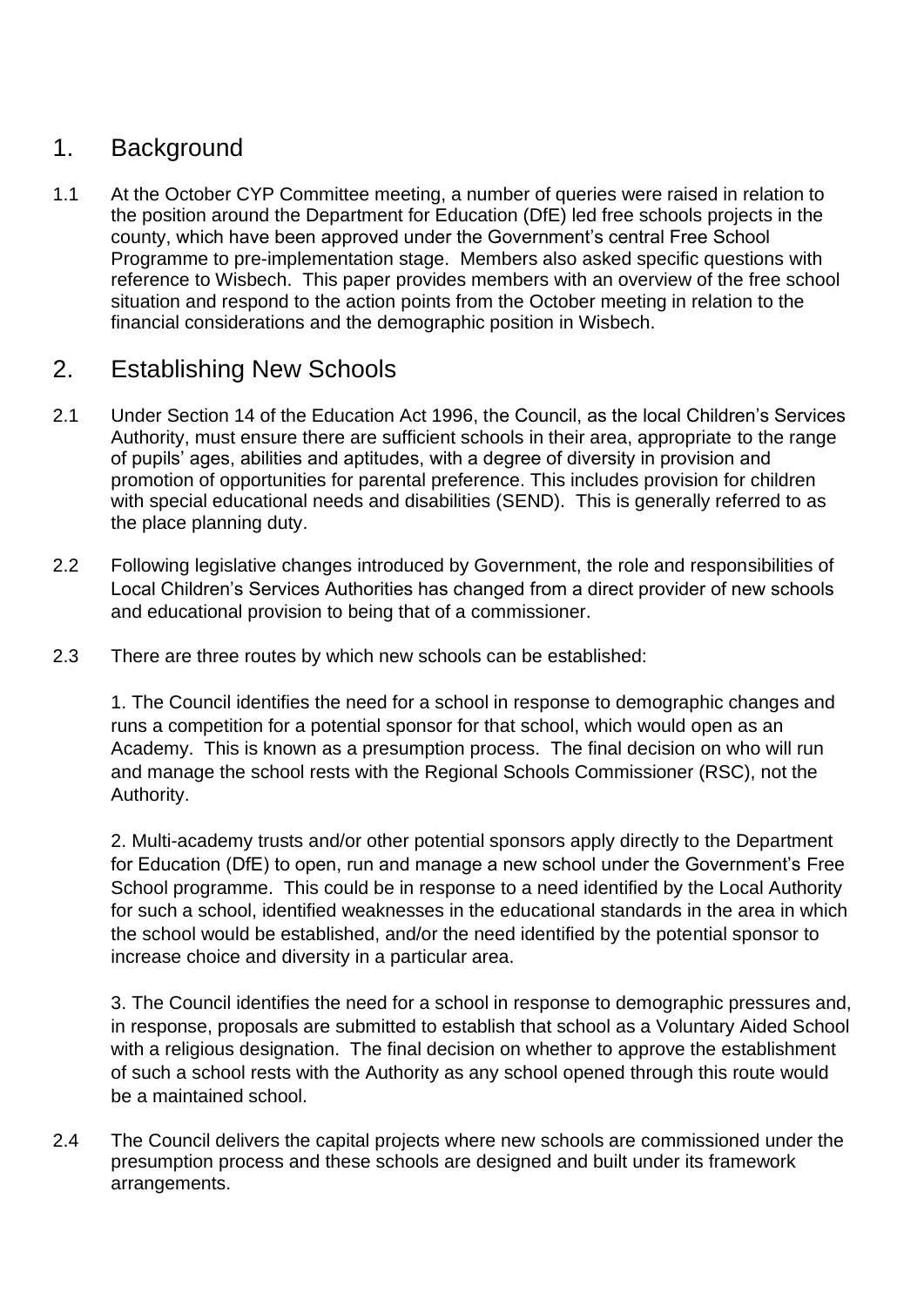## 1. Background

1.1 At the October CYP Committee meeting, a number of queries were raised in relation to the position around the Department for Education (DfE) led free schools projects in the county, which have been approved under the Government's central Free School Programme to pre-implementation stage. Members also asked specific questions with reference to Wisbech. This paper provides members with an overview of the free school situation and respond to the action points from the October meeting in relation to the financial considerations and the demographic position in Wisbech.

## 2. Establishing New Schools

2.1 Under Section 14 of the Education Act 1996, the Council, as the local Children's Services Authority, must ensure there are sufficient schools in their area, appropriate to the range of pupils' ages, abilities and aptitudes, with a degree of diversity in provision and promotion of opportunities for parental preference. This includes provision for children with special educational needs and disabilities (SEND). This is generally referred to as the place planning duty.

2.2 Following legislative changes introduced by Government, the role and responsibilities of Local Children's Services Authorities has changed from a direct provider of new schools and educational provision to being that of a commissioner.

2.3 There are three routes by which new schools can be established:

1. The Council identifies the need for a school in response to demographic changes and runs a competition for a potential sponsor for that school, which would open as an Academy. This is known as a presumption process. The final decision on who will run and manage the school rests with the Regional Schools Commissioner (RSC), not the Authority.

2. Multi-academy trusts and/or other potential sponsors apply directly to the Department for Education (DfE) to open, run and manage a new school under the Government's Free School programme. This could be in response to a need identified by the Local Authority for such a school, identified weaknesses in the educational standards in the area in which the school would be established, and/or the need identified by the potential sponsor to increase choice and diversity in a particular area.

3. The Council identifies the need for a school in response to demographic pressures and, in response, proposals are submitted to establish that school as a Voluntary Aided School with a religious designation. The final decision on whether to approve the establishment of such a school rests with the Authority as any school opened through this route would be a maintained school.

2.4 The Council delivers the capital projects where new schools are commissioned under the presumption process and these schools are designed and built under its framework arrangements.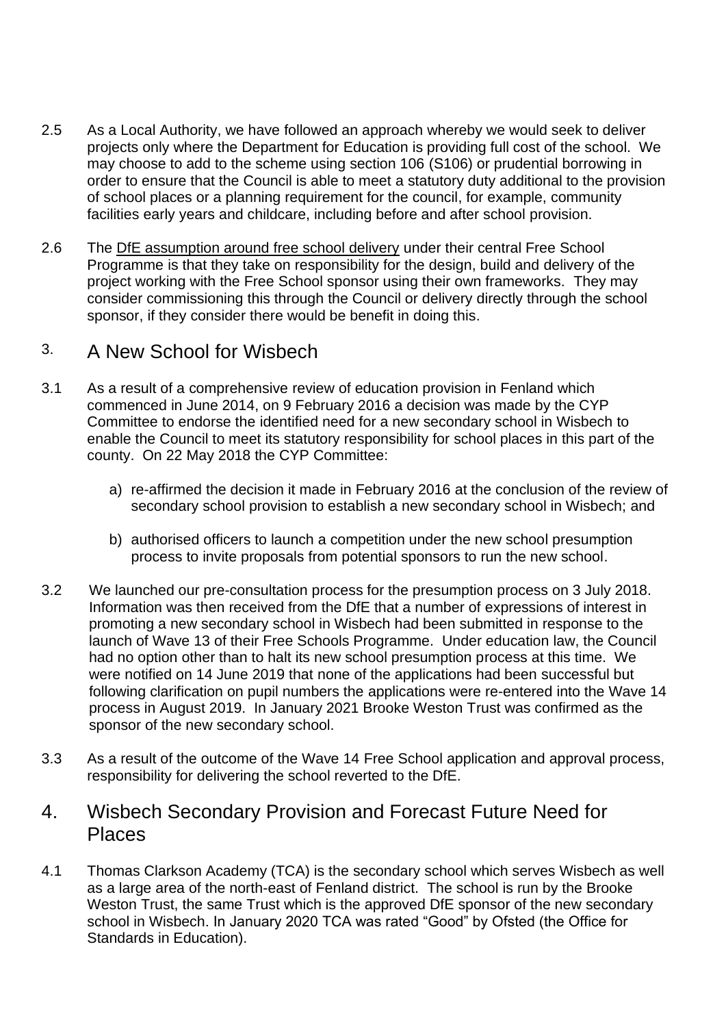2.5 As a Local Authority, we have followed an approach whereby we would seek to deliver projects only where the Department for Education is providing full cost of the school. We may choose to add to the scheme using section 106 (S106) or prudential borrowing in order to ensure that the Council is able to meet a statutory duty additional to the provision of school places or a planning requirement for the council, for example, community facilities early years and childcare, including before and after school provision.

2.6 The DfE assumption around free school delivery under their central Free School Programme is that they take on responsibility for the design, build and delivery of the project working with the Free School sponsor using their own frameworks. They may consider commissioning this through the Council or delivery directly through the school sponsor, if they consider there would be benefit in doing this.

## 3. A New School for Wisbech

3.1 As a result of a comprehensive review of education provision in Fenland which commenced in June 2014, on 9 February 2016 a decision was made by the CYP Committee to endorse the identified need for a new secondary school in Wisbech to enable the Council to meet its statutory responsibility for school places in this part of the county. On 22 May 2018 the CYP Committee:

a) re-affirmed the decision it made in February 2016 at the conclusion of the review of secondary school provision to establish a new secondary school in Wisbech; and

b) authorised officers to launch a competition under the new school presumption process to invite proposals from potential sponsors to run the new school.

3.2 We launched our pre-consultation process for the presumption process on 3 July 2018. Information was then received from the DfE that a number of expressions of interest in promoting a new secondary school in Wisbech had been submitted in response to the launch of Wave 13 of their Free Schools Programme. Under education law, the Council had no option other than to halt its new school presumption process at this time. We were notified on 14 June 2019 that none of the applications had been successful but following clarification on pupil numbers the applications were re-entered into the Wave 14 process in August 2019. In January 2021 Brooke Weston Trust was confirmed as the sponsor of the new secondary school.

3.3 As a result of the outcome of the Wave 14 Free School application and approval process, responsibility for delivering the school reverted to the DfE.

## 4. Wisbech Secondary Provision and Forecast Future Need for Places

4.1 Thomas Clarkson Academy (TCA) is the secondary school which serves Wisbech as well as a large area of the north-east of Fenland district. The school is run by the Brooke Weston Trust, the same Trust which is the approved DfE sponsor of the new secondary school in Wisbech. In January 2020 TCA was rated "Good" by Ofsted (the Office for Standards in Education).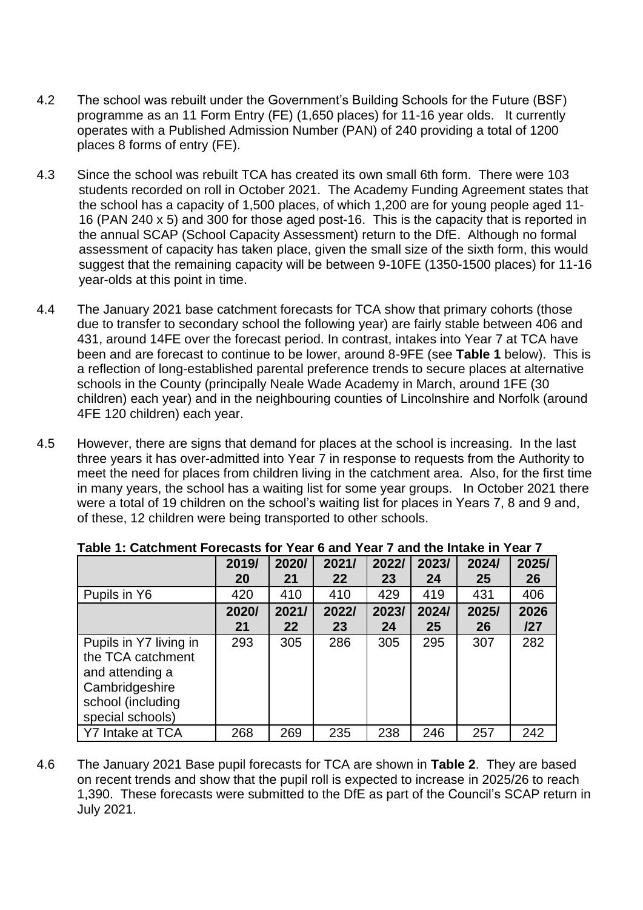4.2 The school was rebuilt under the Government's Building Schools for the Future (BSF) programme as an 11 Form Entry (FE) (1,650 places) for 11-16 year olds. It currently operates with a Published Admission Number (PAN) of 240 providing a total of 1200 places 8 forms of entry (FE).

4.3 Since the school was rebuilt TCA has created its own small 6th form. There were 103 students recorded on roll in October 2021. The Academy Funding Agreement states that the school has a capacity of 1,500 places, of which 1,200 are for young people aged 11-16 (PAN 240 x 5) and 300 for those aged post-16. This is the capacity that is reported in the annual SCAP (School Capacity Assessment) return to the DfE. Although no formal assessment of capacity has taken place, given the small size of the sixth form, this would suggest that the remaining capacity will be between 9-10FE (1350-1500 places) for 11-16 year-olds at this point in time.

4.4 The January 2021 base catchment forecasts for TCA show that primary cohorts (those due to transfer to secondary school the following year) are fairly stable between 406 and 431, around 14FE over the forecast period. In contrast, intakes into Year 7 at TCA have been and are forecast to continue to be lower, around 8-9FE (see **Table 1** below). This is a reflection of long-established parental preference trends to secure places at alternative schools in the County (principally Neale Wade Academy in March, around 1FE (30 children) each year) and in the neighbouring counties of Lincolnshire and Norfolk (around 4FE 120 children) each year.

4.5 However, there are signs that demand for places at the school is increasing. In the last three years it has over-admitted into Year 7 in response to requests from the Authority to meet the need for places from children living in the catchment area. Also, for the first time in many years, the school has a waiting list for some year groups. In October 2021 there were a total of 19 children on the school's waiting list for places in Years 7, 8 and 9 and, of these, 12 children were being transported to other schools.

**Table 1: Catchment Forecasts for Year 6 and Year 7 and the Intake in Year 7**

| | 2019/20 | 2020/21 | 2021/22 | 2022/23 | 2023/24 | 2024/25 | 2025/26 |
|---|---|---|---|---|---|---|---|
| Pupils in Y6 | 420 | 410 | 410 | 429 | 419 | 431 | 406 |
| | **2020/21** | **2021/22** | **2022/23** | **2023/24** | **2024/25** | **2025/26** | **2026/27** |
| Pupils in Y7 living in the TCA catchment and attending a Cambridgeshire school (including special schools) | 293 | 305 | 286 | 305 | 295 | 307 | 282 |
| Y7 Intake at TCA | 268 | 269 | 235 | 238 | 246 | 257 | 242 |

4.6 The January 2021 Base pupil forecasts for TCA are shown in **Table 2**. They are based on recent trends and show that the pupil roll is expected to increase in 2025/26 to reach 1,390. These forecasts were submitted to the DfE as part of the Council's SCAP return in July 2021.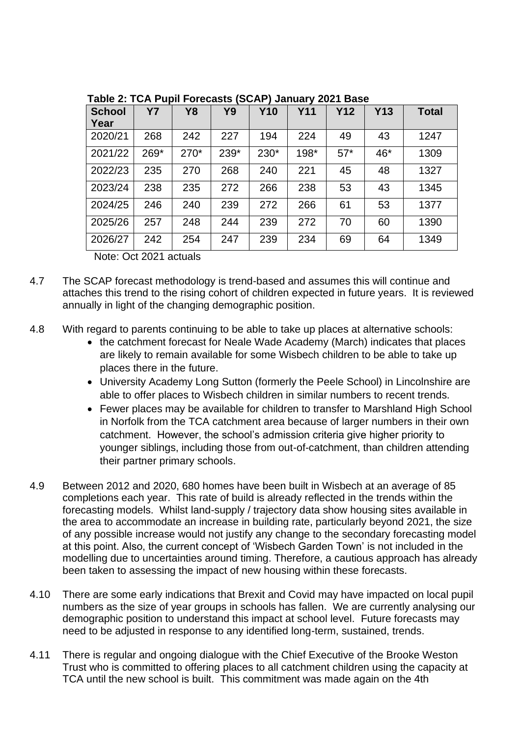**Table 2: TCA Pupil Forecasts (SCAP) January 2021 Base**

| School Year | Y7 | Y8 | Y9 | Y10 | Y11 | Y12 | Y13 | Total |
|---|---|---|---|---|---|---|---|---|
| 2020/21 | 268 | 242 | 227 | 194 | 224 | 49 | 43 | 1247 |
| 2021/22 | 269* | 270* | 239* | 230* | 198* | 57* | 46* | 1309 |
| 2022/23 | 235 | 270 | 268 | 240 | 221 | 45 | 48 | 1327 |
| 2023/24 | 238 | 235 | 272 | 266 | 238 | 53 | 43 | 1345 |
| 2024/25 | 246 | 240 | 239 | 272 | 266 | 61 | 53 | 1377 |
| 2025/26 | 257 | 248 | 244 | 239 | 272 | 70 | 60 | 1390 |
| 2026/27 | 242 | 254 | 247 | 239 | 234 | 69 | 64 | 1349 |

Note: Oct 2021 actuals

4.7 The SCAP forecast methodology is trend-based and assumes this will continue and attaches this trend to the rising cohort of children expected in future years. It is reviewed annually in light of the changing demographic position.

4.8 With regard to parents continuing to be able to take up places at alternative schools:

- the catchment forecast for Neale Wade Academy (March) indicates that places are likely to remain available for some Wisbech children to be able to take up places there in the future.
- University Academy Long Sutton (formerly the Peele School) in Lincolnshire are able to offer places to Wisbech children in similar numbers to recent trends.
- Fewer places may be available for children to transfer to Marshland High School in Norfolk from the TCA catchment area because of larger numbers in their own catchment. However, the school's admission criteria give higher priority to younger siblings, including those from out-of-catchment, than children attending their partner primary schools.

4.9 Between 2012 and 2020, 680 homes have been built in Wisbech at an average of 85 completions each year. This rate of build is already reflected in the trends within the forecasting models. Whilst land-supply / trajectory data show housing sites available in the area to accommodate an increase in building rate, particularly beyond 2021, the size of any possible increase would not justify any change to the secondary forecasting model at this point. Also, the current concept of 'Wisbech Garden Town' is not included in the modelling due to uncertainties around timing. Therefore, a cautious approach has already been taken to assessing the impact of new housing within these forecasts.

4.10 There are some early indications that Brexit and Covid may have impacted on local pupil numbers as the size of year groups in schools has fallen. We are currently analysing our demographic position to understand this impact at school level. Future forecasts may need to be adjusted in response to any identified long-term, sustained, trends.

4.11 There is regular and ongoing dialogue with the Chief Executive of the Brooke Weston Trust who is committed to offering places to all catchment children using the capacity at TCA until the new school is built. This commitment was made again on the 4th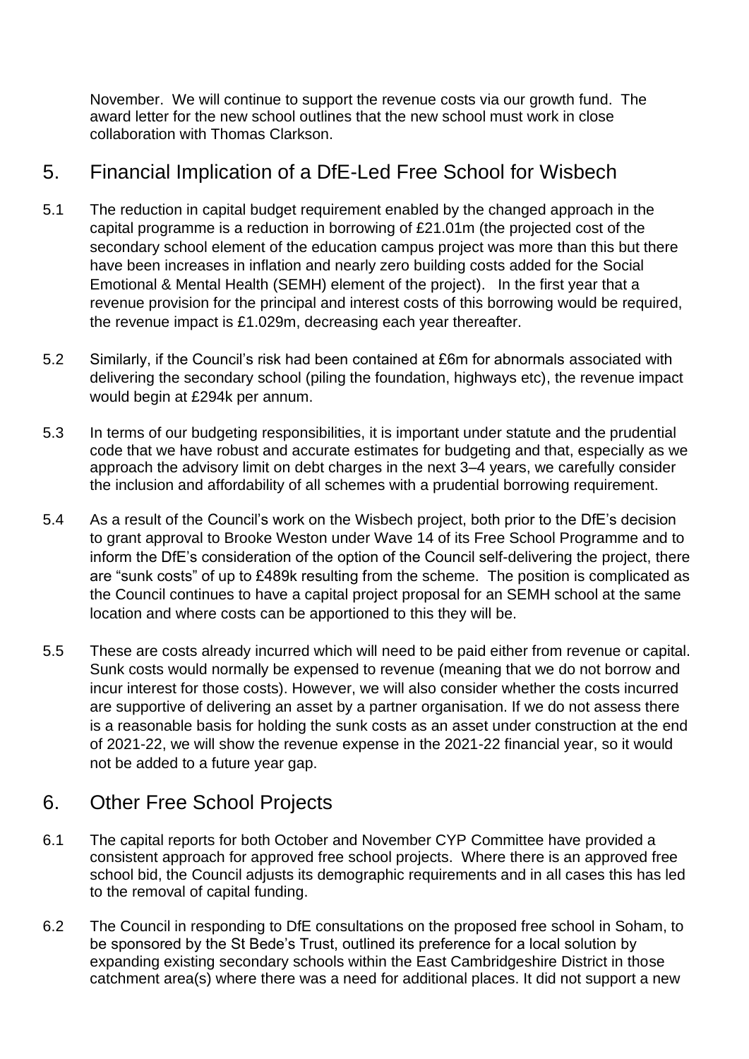November. We will continue to support the revenue costs via our growth fund. The award letter for the new school outlines that the new school must work in close collaboration with Thomas Clarkson.

## 5. Financial Implication of a DfE-Led Free School for Wisbech

5.1 The reduction in capital budget requirement enabled by the changed approach in the capital programme is a reduction in borrowing of £21.01m (the projected cost of the secondary school element of the education campus project was more than this but there have been increases in inflation and nearly zero building costs added for the Social Emotional & Mental Health (SEMH) element of the project). In the first year that a revenue provision for the principal and interest costs of this borrowing would be required, the revenue impact is £1.029m, decreasing each year thereafter.

5.2 Similarly, if the Council's risk had been contained at £6m for abnormals associated with delivering the secondary school (piling the foundation, highways etc), the revenue impact would begin at £294k per annum.

5.3 In terms of our budgeting responsibilities, it is important under statute and the prudential code that we have robust and accurate estimates for budgeting and that, especially as we approach the advisory limit on debt charges in the next 3–4 years, we carefully consider the inclusion and affordability of all schemes with a prudential borrowing requirement.

5.4 As a result of the Council's work on the Wisbech project, both prior to the DfE's decision to grant approval to Brooke Weston under Wave 14 of its Free School Programme and to inform the DfE's consideration of the option of the Council self-delivering the project, there are "sunk costs" of up to £489k resulting from the scheme. The position is complicated as the Council continues to have a capital project proposal for an SEMH school at the same location and where costs can be apportioned to this they will be.

5.5 These are costs already incurred which will need to be paid either from revenue or capital. Sunk costs would normally be expensed to revenue (meaning that we do not borrow and incur interest for those costs). However, we will also consider whether the costs incurred are supportive of delivering an asset by a partner organisation. If we do not assess there is a reasonable basis for holding the sunk costs as an asset under construction at the end of 2021-22, we will show the revenue expense in the 2021-22 financial year, so it would not be added to a future year gap.

## 6. Other Free School Projects

6.1 The capital reports for both October and November CYP Committee have provided a consistent approach for approved free school projects. Where there is an approved free school bid, the Council adjusts its demographic requirements and in all cases this has led to the removal of capital funding.

6.2 The Council in responding to DfE consultations on the proposed free school in Soham, to be sponsored by the St Bede's Trust, outlined its preference for a local solution by expanding existing secondary schools within the East Cambridgeshire District in those catchment area(s) where there was a need for additional places. It did not support a new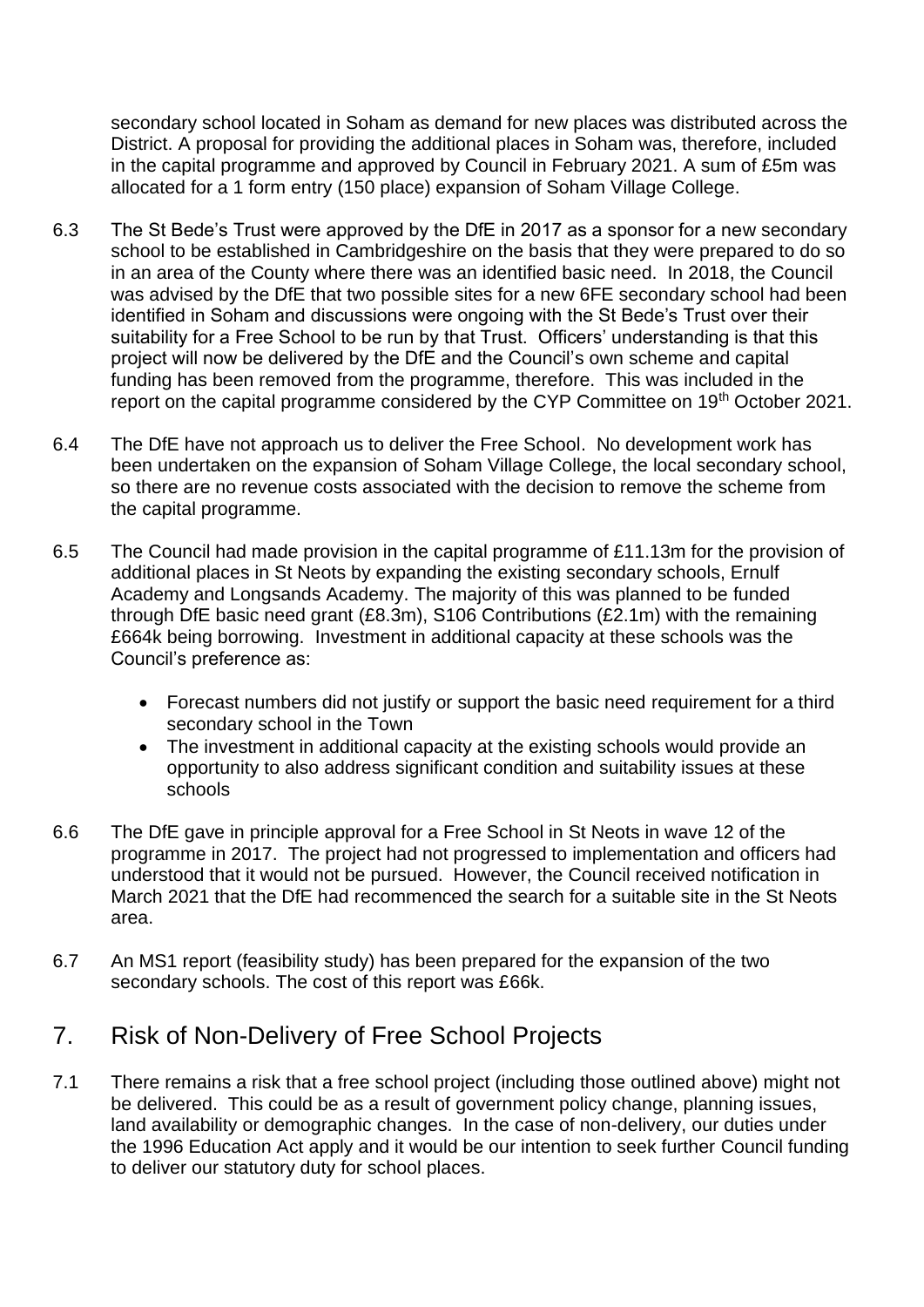secondary school located in Soham as demand for new places was distributed across the District. A proposal for providing the additional places in Soham was, therefore, included in the capital programme and approved by Council in February 2021. A sum of £5m was allocated for a 1 form entry (150 place) expansion of Soham Village College.

6.3 The St Bede's Trust were approved by the DfE in 2017 as a sponsor for a new secondary school to be established in Cambridgeshire on the basis that they were prepared to do so in an area of the County where there was an identified basic need. In 2018, the Council was advised by the DfE that two possible sites for a new 6FE secondary school had been identified in Soham and discussions were ongoing with the St Bede's Trust over their suitability for a Free School to be run by that Trust. Officers' understanding is that this project will now be delivered by the DfE and the Council's own scheme and capital funding has been removed from the programme, therefore. This was included in the report on the capital programme considered by the CYP Committee on 19th October 2021.

6.4 The DfE have not approach us to deliver the Free School. No development work has been undertaken on the expansion of Soham Village College, the local secondary school, so there are no revenue costs associated with the decision to remove the scheme from the capital programme.

6.5 The Council had made provision in the capital programme of £11.13m for the provision of additional places in St Neots by expanding the existing secondary schools, Ernulf Academy and Longsands Academy. The majority of this was planned to be funded through DfE basic need grant (£8.3m), S106 Contributions (£2.1m) with the remaining £664k being borrowing. Investment in additional capacity at these schools was the Council's preference as:

- Forecast numbers did not justify or support the basic need requirement for a third secondary school in the Town
- The investment in additional capacity at the existing schools would provide an opportunity to also address significant condition and suitability issues at these schools

6.6 The DfE gave in principle approval for a Free School in St Neots in wave 12 of the programme in 2017. The project had not progressed to implementation and officers had understood that it would not be pursued. However, the Council received notification in March 2021 that the DfE had recommenced the search for a suitable site in the St Neots area.

6.7 An MS1 report (feasibility study) has been prepared for the expansion of the two secondary schools. The cost of this report was £66k.

## 7. Risk of Non-Delivery of Free School Projects

7.1 There remains a risk that a free school project (including those outlined above) might not be delivered. This could be as a result of government policy change, planning issues, land availability or demographic changes. In the case of non-delivery, our duties under the 1996 Education Act apply and it would be our intention to seek further Council funding to deliver our statutory duty for school places.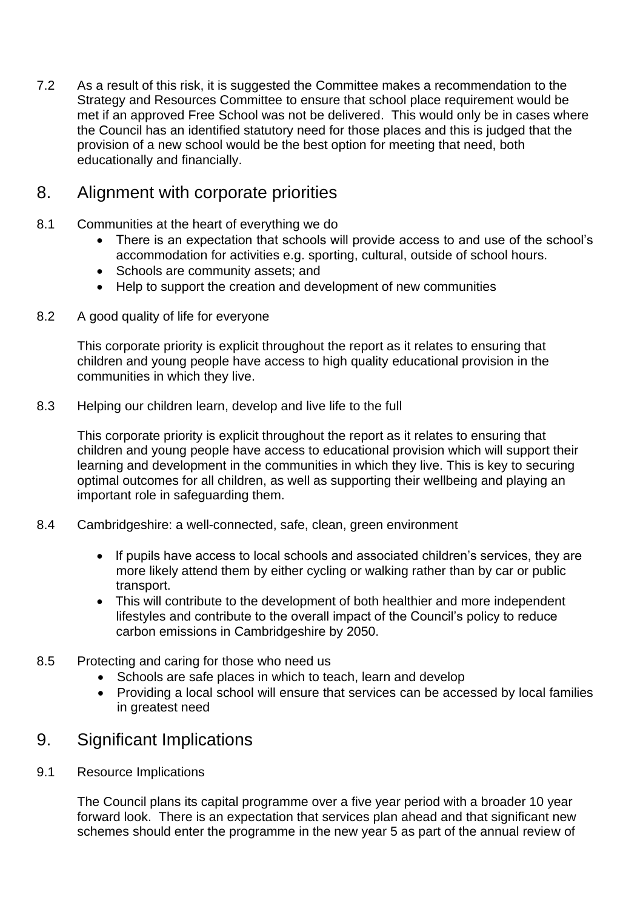7.2 As a result of this risk, it is suggested the Committee makes a recommendation to the Strategy and Resources Committee to ensure that school place requirement would be met if an approved Free School was not be delivered. This would only be in cases where the Council has an identified statutory need for those places and this is judged that the provision of a new school would be the best option for meeting that need, both educationally and financially.

## 8. Alignment with corporate priorities

8.1 Communities at the heart of everything we do

- There is an expectation that schools will provide access to and use of the school's accommodation for activities e.g. sporting, cultural, outside of school hours.
- Schools are community assets; and
- Help to support the creation and development of new communities

8.2 A good quality of life for everyone

This corporate priority is explicit throughout the report as it relates to ensuring that children and young people have access to high quality educational provision in the communities in which they live.

8.3 Helping our children learn, develop and live life to the full

This corporate priority is explicit throughout the report as it relates to ensuring that children and young people have access to educational provision which will support their learning and development in the communities in which they live. This is key to securing optimal outcomes for all children, as well as supporting their wellbeing and playing an important role in safeguarding them.

8.4 Cambridgeshire: a well-connected, safe, clean, green environment

- If pupils have access to local schools and associated children's services, they are more likely attend them by either cycling or walking rather than by car or public transport.
- This will contribute to the development of both healthier and more independent lifestyles and contribute to the overall impact of the Council's policy to reduce carbon emissions in Cambridgeshire by 2050.

8.5 Protecting and caring for those who need us

- Schools are safe places in which to teach, learn and develop
- Providing a local school will ensure that services can be accessed by local families in greatest need

## 9. Significant Implications

9.1 Resource Implications

The Council plans its capital programme over a five year period with a broader 10 year forward look. There is an expectation that services plan ahead and that significant new schemes should enter the programme in the new year 5 as part of the annual review of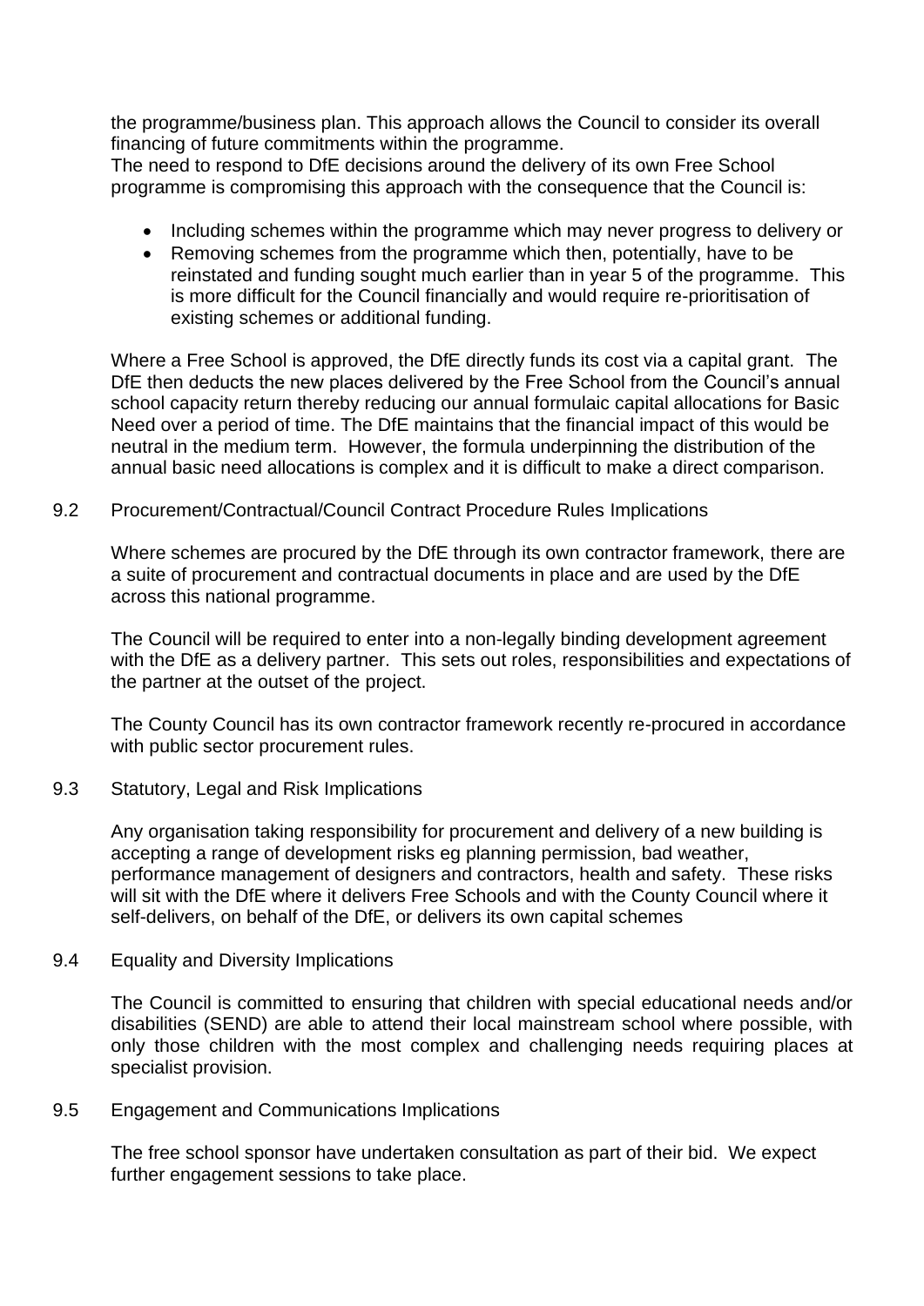the programme/business plan. This approach allows the Council to consider its overall financing of future commitments within the programme.
The need to respond to DfE decisions around the delivery of its own Free School programme is compromising this approach with the consequence that the Council is:

- Including schemes within the programme which may never progress to delivery or
- Removing schemes from the programme which then, potentially, have to be reinstated and funding sought much earlier than in year 5 of the programme. This is more difficult for the Council financially and would require re-prioritisation of existing schemes or additional funding.

Where a Free School is approved, the DfE directly funds its cost via a capital grant. The DfE then deducts the new places delivered by the Free School from the Council's annual school capacity return thereby reducing our annual formulaic capital allocations for Basic Need over a period of time. The DfE maintains that the financial impact of this would be neutral in the medium term. However, the formula underpinning the distribution of the annual basic need allocations is complex and it is difficult to make a direct comparison.

9.2 Procurement/Contractual/Council Contract Procedure Rules Implications

Where schemes are procured by the DfE through its own contractor framework, there are a suite of procurement and contractual documents in place and are used by the DfE across this national programme.

The Council will be required to enter into a non-legally binding development agreement with the DfE as a delivery partner. This sets out roles, responsibilities and expectations of the partner at the outset of the project.

The County Council has its own contractor framework recently re-procured in accordance with public sector procurement rules.

9.3 Statutory, Legal and Risk Implications

Any organisation taking responsibility for procurement and delivery of a new building is accepting a range of development risks eg planning permission, bad weather, performance management of designers and contractors, health and safety. These risks will sit with the DfE where it delivers Free Schools and with the County Council where it self-delivers, on behalf of the DfE, or delivers its own capital schemes

9.4 Equality and Diversity Implications

The Council is committed to ensuring that children with special educational needs and/or disabilities (SEND) are able to attend their local mainstream school where possible, with only those children with the most complex and challenging needs requiring places at specialist provision.

9.5 Engagement and Communications Implications

The free school sponsor have undertaken consultation as part of their bid. We expect further engagement sessions to take place.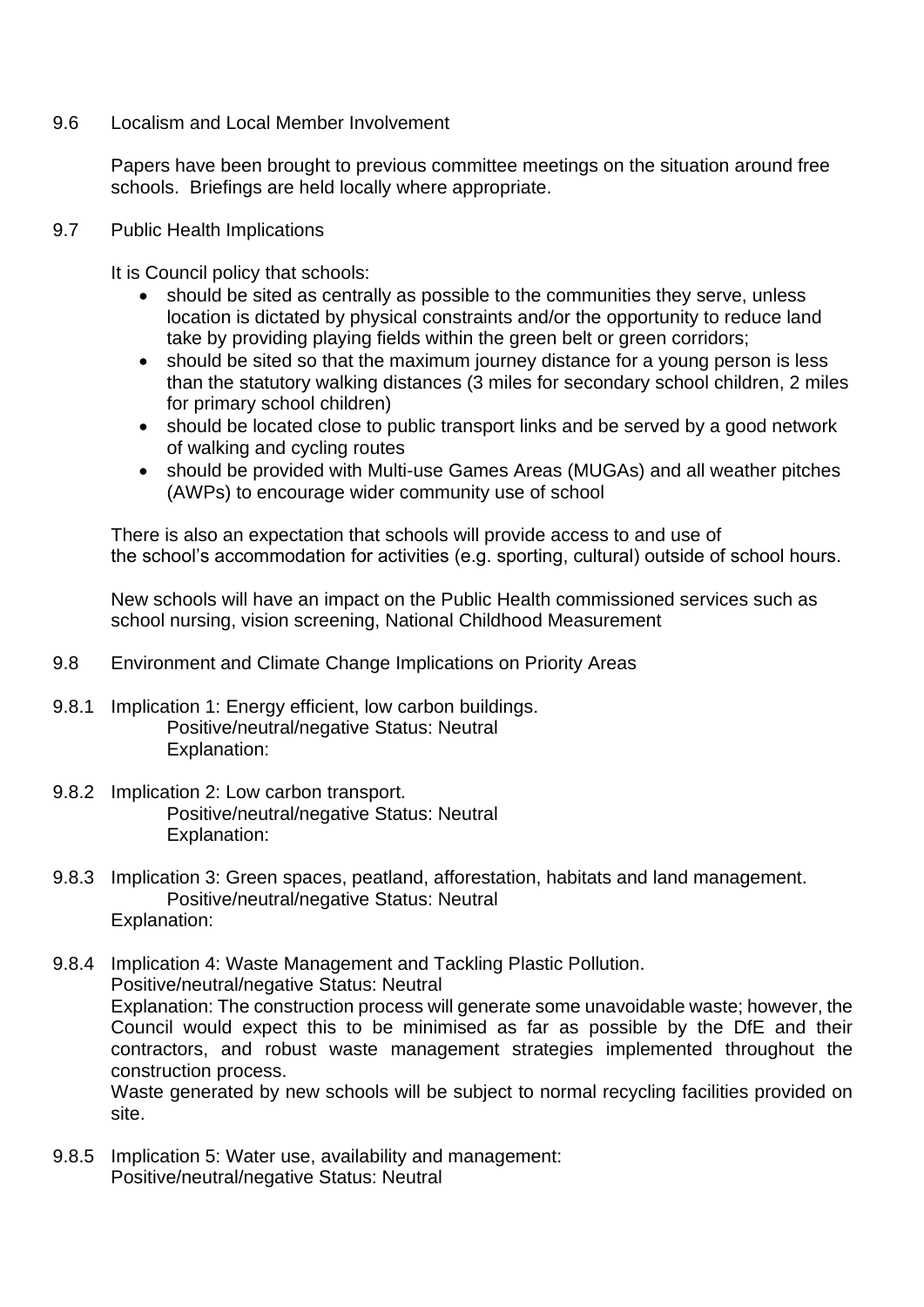9.6 Localism and Local Member Involvement

Papers have been brought to previous committee meetings on the situation around free schools. Briefings are held locally where appropriate.

9.7 Public Health Implications

It is Council policy that schools:

- should be sited as centrally as possible to the communities they serve, unless location is dictated by physical constraints and/or the opportunity to reduce land take by providing playing fields within the green belt or green corridors;
- should be sited so that the maximum journey distance for a young person is less than the statutory walking distances (3 miles for secondary school children, 2 miles for primary school children)
- should be located close to public transport links and be served by a good network of walking and cycling routes
- should be provided with Multi-use Games Areas (MUGAs) and all weather pitches (AWPs) to encourage wider community use of school

There is also an expectation that schools will provide access to and use of the school's accommodation for activities (e.g. sporting, cultural) outside of school hours.

New schools will have an impact on the Public Health commissioned services such as school nursing, vision screening, National Childhood Measurement

9.8 Environment and Climate Change Implications on Priority Areas

9.8.1 Implication 1: Energy efficient, low carbon buildings.
Positive/neutral/negative Status: Neutral
Explanation:

9.8.2 Implication 2: Low carbon transport.
Positive/neutral/negative Status: Neutral
Explanation:

9.8.3 Implication 3: Green spaces, peatland, afforestation, habitats and land management.
Positive/neutral/negative Status: Neutral
Explanation:

9.8.4 Implication 4: Waste Management and Tackling Plastic Pollution.
Positive/neutral/negative Status: Neutral
Explanation: The construction process will generate some unavoidable waste; however, the Council would expect this to be minimised as far as possible by the DfE and their contractors, and robust waste management strategies implemented throughout the construction process.
Waste generated by new schools will be subject to normal recycling facilities provided on site.

9.8.5 Implication 5: Water use, availability and management:
Positive/neutral/negative Status: Neutral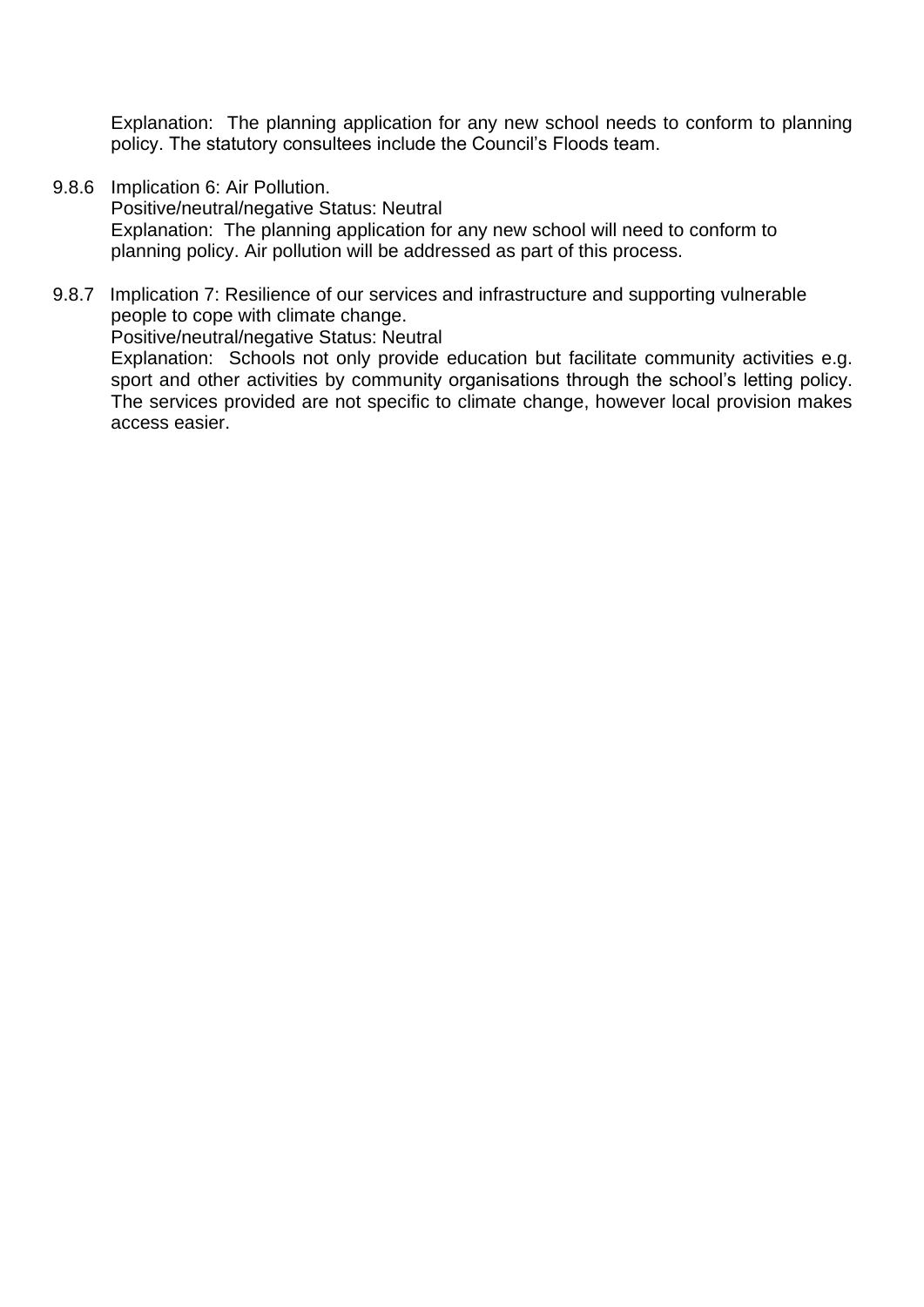Explanation: The planning application for any new school needs to conform to planning policy. The statutory consultees include the Council's Floods team.

9.8.6 Implication 6: Air Pollution.
Positive/neutral/negative Status: Neutral
Explanation: The planning application for any new school will need to conform to planning policy. Air pollution will be addressed as part of this process.

9.8.7 Implication 7: Resilience of our services and infrastructure and supporting vulnerable people to cope with climate change.
Positive/neutral/negative Status: Neutral
Explanation: Schools not only provide education but facilitate community activities e.g. sport and other activities by community organisations through the school's letting policy. The services provided are not specific to climate change, however local provision makes access easier.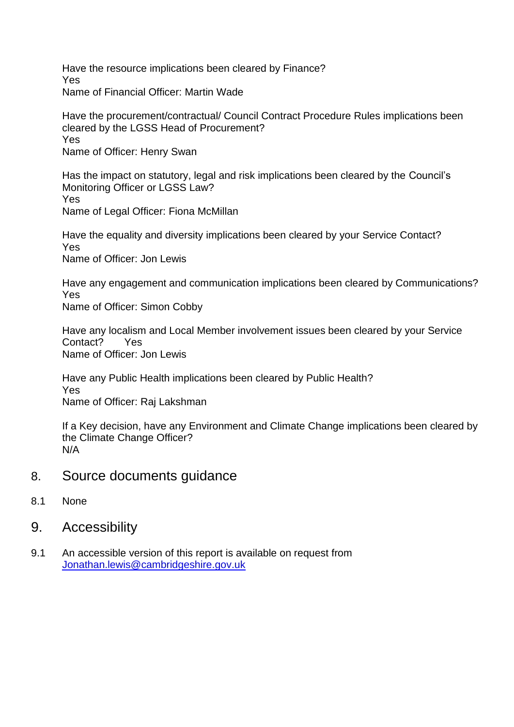Have the resource implications been cleared by Finance?
Yes
Name of Financial Officer: Martin Wade

Have the procurement/contractual/ Council Contract Procedure Rules implications been cleared by the LGSS Head of Procurement?
Yes
Name of Officer: Henry Swan

Has the impact on statutory, legal and risk implications been cleared by the Council's Monitoring Officer or LGSS Law?
Yes
Name of Legal Officer: Fiona McMillan

Have the equality and diversity implications been cleared by your Service Contact?
Yes
Name of Officer: Jon Lewis

Have any engagement and communication implications been cleared by Communications?
Yes
Name of Officer: Simon Cobby

Have any localism and Local Member involvement issues been cleared by your Service Contact? Yes
Name of Officer: Jon Lewis

Have any Public Health implications been cleared by Public Health?
Yes
Name of Officer: Raj Lakshman

If a Key decision, have any Environment and Climate Change implications been cleared by the Climate Change Officer?
N/A

## 8. Source documents guidance

8.1 None

## 9. Accessibility

9.1 An accessible version of this report is available on request from Jonathan.lewis@cambridgeshire.gov.uk